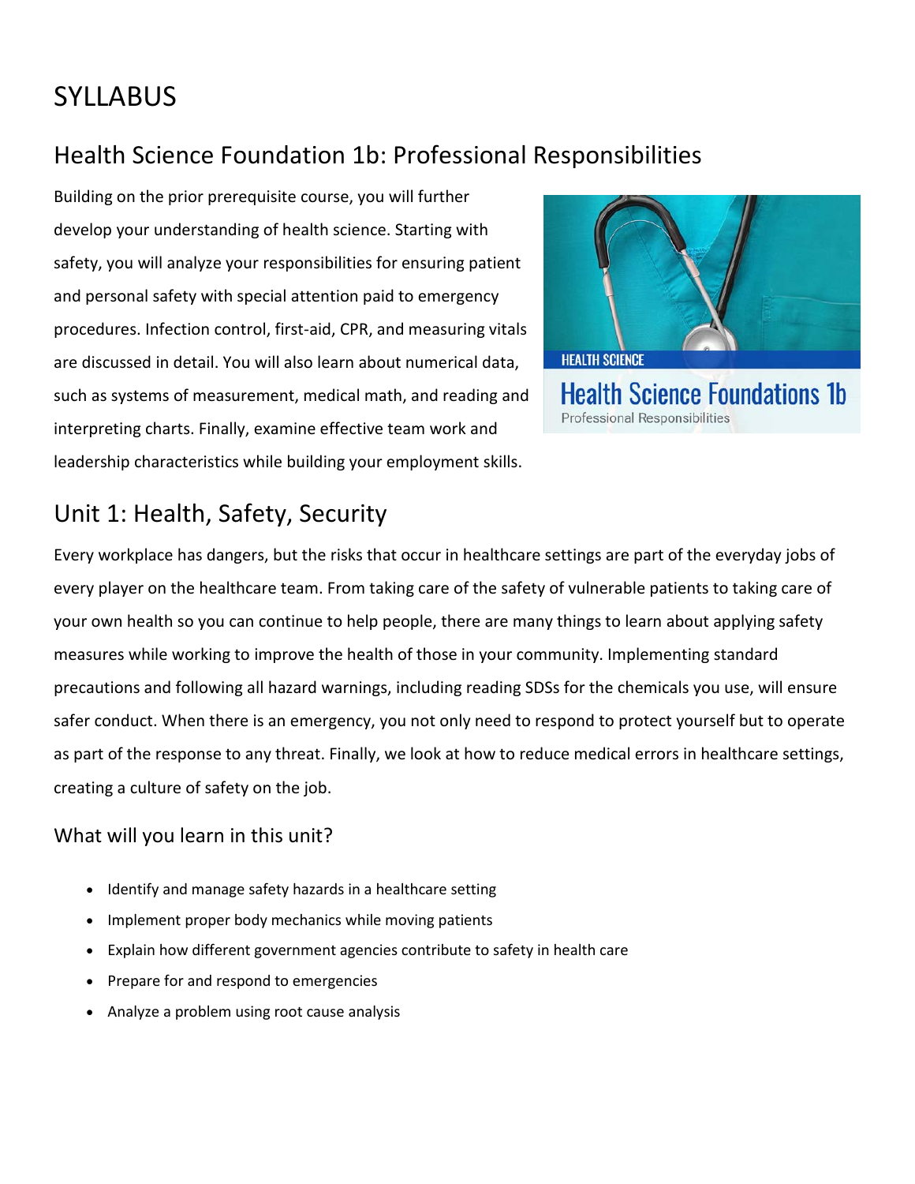# SYLLABUS

## Health Science Foundation 1b: Professional Responsibilities

Building on the prior prerequisite course, you will further develop your understanding of health science. Starting with safety, you will analyze your responsibilities for ensuring patient and personal safety with special attention paid to emergency procedures. Infection control, first-aid, CPR, and measuring vitals are discussed in detail. You will also learn about numerical data, such as systems of measurement, medical math, and reading and interpreting charts. Finally, examine effective team work and leadership characteristics while building your employment skills.

## Unit 1: Health, Safety, Security

Every workplace has dangers, but the risks that occur in healthcare settings are part of the everyday jobs of every player on the healthcare team. From taking care of the safety of vulnerable patients to taking care of your own health so you can continue to help people, there are many things to learn about applying safety measures while working to improve the health of those in your community. Implementing standard precautions and following all hazard warnings, including reading SDSs for the chemicals you use, will ensure safer conduct. When there is an emergency, you not only need to respond to protect yourself but to operate as part of the response to any threat. Finally, we look at how to reduce medical errors in healthcare settings, creating a culture of safety on the job.

### What will you learn in this unit?

- Identify and manage safety hazards in a healthcare setting
- Implement proper body mechanics while moving patients
- Explain how different government agencies contribute to safety in health care
- Prepare for and respond to emergencies
- Analyze a problem using root cause analysis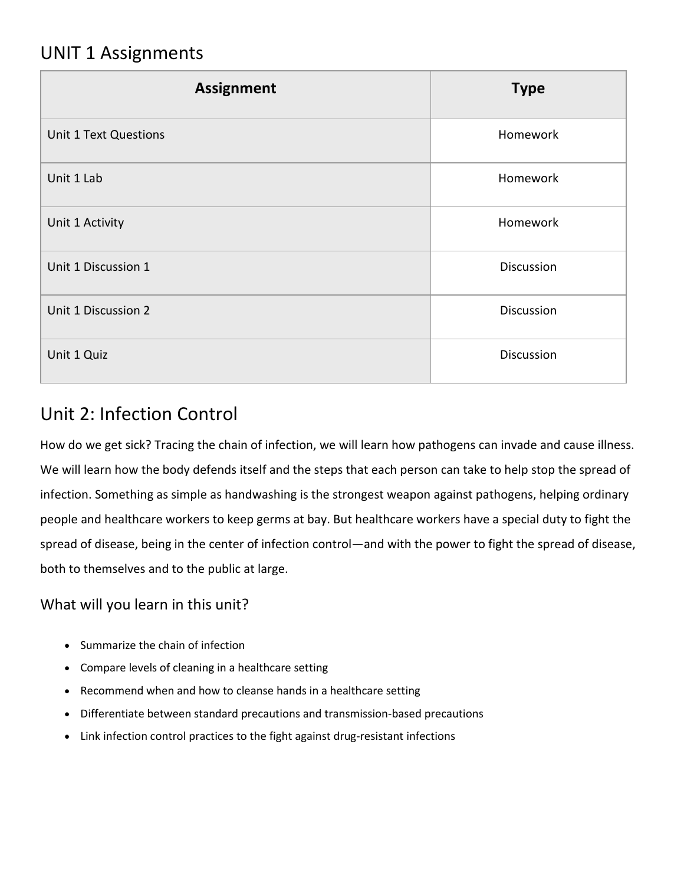## UNIT 1 Assignments

| Assignment | Type |
| --- | --- |
| Unit 1 Text Questions | Homework |
| Unit 1 Lab | Homework |
| Unit 1 Activity | Homework |
| Unit 1 Discussion 1 | Discussion |
| Unit 1 Discussion 2 | Discussion |
| Unit 1 Quiz | Discussion |

## Unit 2: Infection Control

How do we get sick? Tracing the chain of infection, we will learn how pathogens can invade and cause illness. We will learn how the body defends itself and the steps that each person can take to help stop the spread of infection. Something as simple as handwashing is the strongest weapon against pathogens, helping ordinary people and healthcare workers to keep germs at bay. But healthcare workers have a special duty to fight the spread of disease, being in the center of infection control—and with the power to fight the spread of disease, both to themselves and to the public at large.

### What will you learn in this unit?

- Summarize the chain of infection
- Compare levels of cleaning in a healthcare setting
- Recommend when and how to cleanse hands in a healthcare setting
- Differentiate between standard precautions and transmission-based precautions
- Link infection control practices to the fight against drug-resistant infections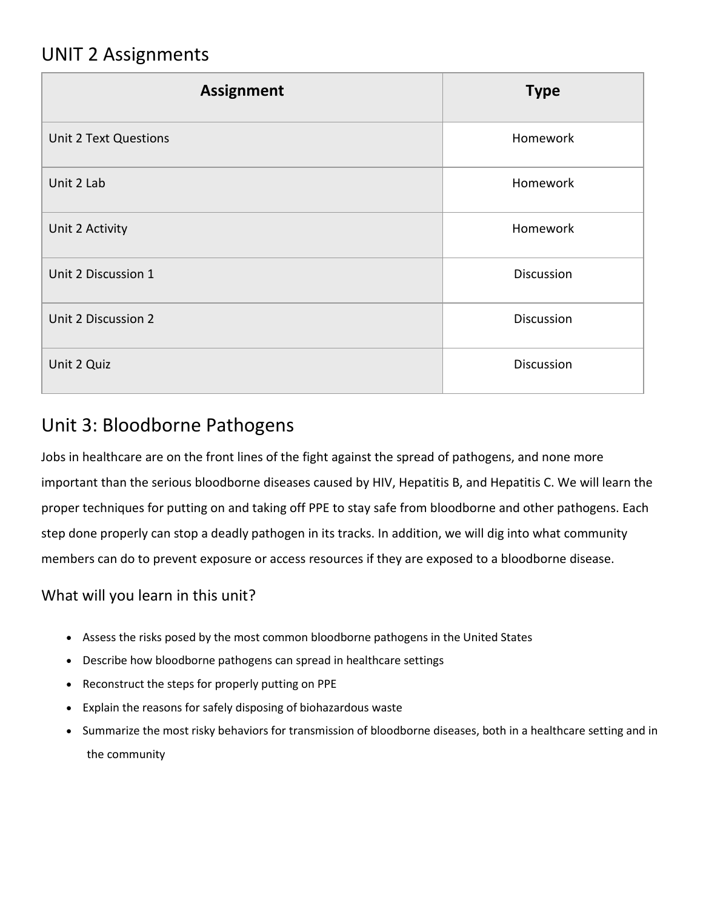## UNIT 2 Assignments

| Assignment | Type |
| --- | --- |
| Unit 2 Text Questions | Homework |
| Unit 2 Lab | Homework |
| Unit 2 Activity | Homework |
| Unit 2 Discussion 1 | Discussion |
| Unit 2 Discussion 2 | Discussion |
| Unit 2 Quiz | Discussion |

## Unit 3: Bloodborne Pathogens

Jobs in healthcare are on the front lines of the fight against the spread of pathogens, and none more important than the serious bloodborne diseases caused by HIV, Hepatitis B, and Hepatitis C. We will learn the proper techniques for putting on and taking off PPE to stay safe from bloodborne and other pathogens. Each step done properly can stop a deadly pathogen in its tracks. In addition, we will dig into what community members can do to prevent exposure or access resources if they are exposed to a bloodborne disease.

### What will you learn in this unit?

- Assess the risks posed by the most common bloodborne pathogens in the United States
- Describe how bloodborne pathogens can spread in healthcare settings
- Reconstruct the steps for properly putting on PPE
- Explain the reasons for safely disposing of biohazardous waste
- Summarize the most risky behaviors for transmission of bloodborne diseases, both in a healthcare setting and in the community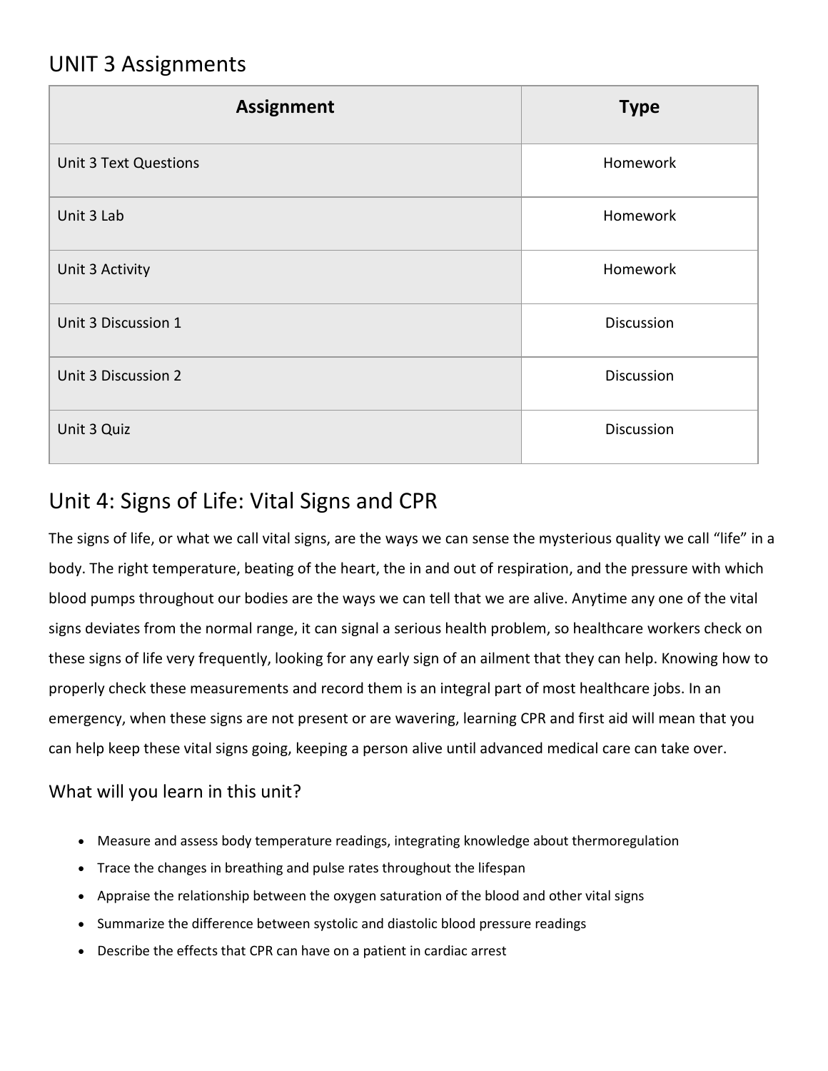## UNIT 3 Assignments

| Assignment | Type |
| --- | --- |
| Unit 3 Text Questions | Homework |
| Unit 3 Lab | Homework |
| Unit 3 Activity | Homework |
| Unit 3 Discussion 1 | Discussion |
| Unit 3 Discussion 2 | Discussion |
| Unit 3 Quiz | Discussion |

## Unit 4: Signs of Life: Vital Signs and CPR

The signs of life, or what we call vital signs, are the ways we can sense the mysterious quality we call "life" in a body. The right temperature, beating of the heart, the in and out of respiration, and the pressure with which blood pumps throughout our bodies are the ways we can tell that we are alive. Anytime any one of the vital signs deviates from the normal range, it can signal a serious health problem, so healthcare workers check on these signs of life very frequently, looking for any early sign of an ailment that they can help. Knowing how to properly check these measurements and record them is an integral part of most healthcare jobs. In an emergency, when these signs are not present or are wavering, learning CPR and first aid will mean that you can help keep these vital signs going, keeping a person alive until advanced medical care can take over.

### What will you learn in this unit?

- Measure and assess body temperature readings, integrating knowledge about thermoregulation
- Trace the changes in breathing and pulse rates throughout the lifespan
- Appraise the relationship between the oxygen saturation of the blood and other vital signs
- Summarize the difference between systolic and diastolic blood pressure readings
- Describe the effects that CPR can have on a patient in cardiac arrest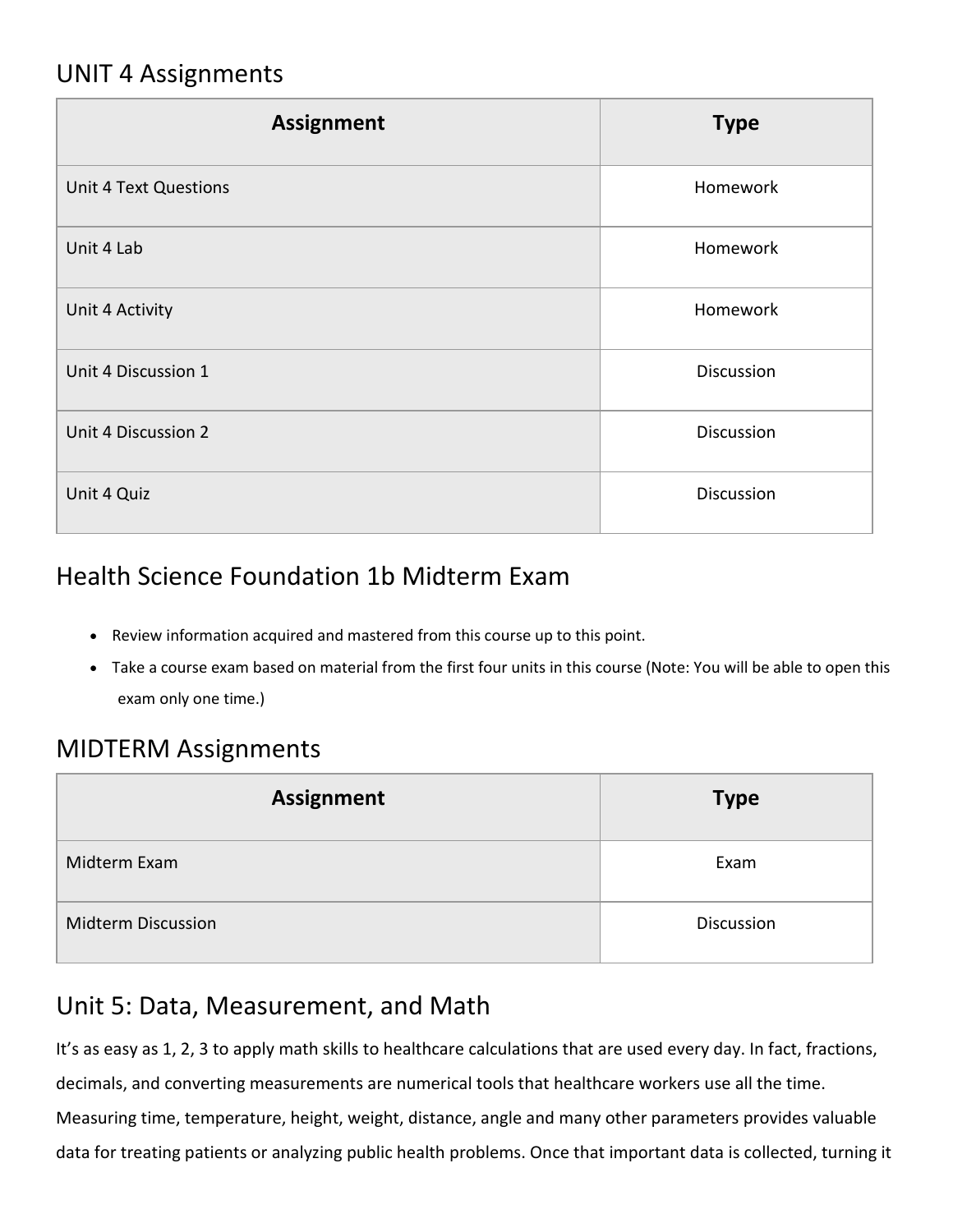## UNIT 4 Assignments

| Assignment | Type |
| --- | --- |
| Unit 4 Text Questions | Homework |
| Unit 4 Lab | Homework |
| Unit 4 Activity | Homework |
| Unit 4 Discussion 1 | Discussion |
| Unit 4 Discussion 2 | Discussion |
| Unit 4 Quiz | Discussion |

## Health Science Foundation 1b Midterm Exam

- Review information acquired and mastered from this course up to this point.
- Take a course exam based on material from the first four units in this course (Note: You will be able to open this exam only one time.)

## MIDTERM Assignments

| Assignment | Type |
| --- | --- |
| Midterm Exam | Exam |
| Midterm Discussion | Discussion |

## Unit 5: Data, Measurement, and Math

It's as easy as 1, 2, 3 to apply math skills to healthcare calculations that are used every day. In fact, fractions, decimals, and converting measurements are numerical tools that healthcare workers use all the time. Measuring time, temperature, height, weight, distance, angle and many other parameters provides valuable data for treating patients or analyzing public health problems. Once that important data is collected, turning it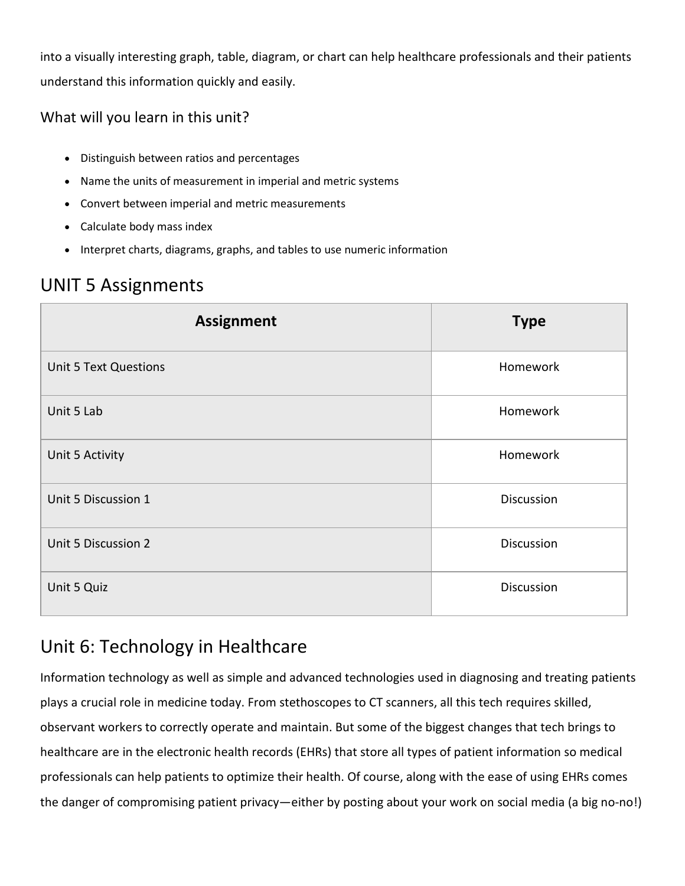into a visually interesting graph, table, diagram, or chart can help healthcare professionals and their patients understand this information quickly and easily.

### What will you learn in this unit?

- Distinguish between ratios and percentages
- Name the units of measurement in imperial and metric systems
- Convert between imperial and metric measurements
- Calculate body mass index
- Interpret charts, diagrams, graphs, and tables to use numeric information

## UNIT 5 Assignments

| Assignment | Type |
| --- | --- |
| Unit 5 Text Questions | Homework |
| Unit 5 Lab | Homework |
| Unit 5 Activity | Homework |
| Unit 5 Discussion 1 | Discussion |
| Unit 5 Discussion 2 | Discussion |
| Unit 5 Quiz | Discussion |

## Unit 6: Technology in Healthcare

Information technology as well as simple and advanced technologies used in diagnosing and treating patients plays a crucial role in medicine today. From stethoscopes to CT scanners, all this tech requires skilled, observant workers to correctly operate and maintain. But some of the biggest changes that tech brings to healthcare are in the electronic health records (EHRs) that store all types of patient information so medical professionals can help patients to optimize their health. Of course, along with the ease of using EHRs comes the danger of compromising patient privacy—either by posting about your work on social media (a big no-no!)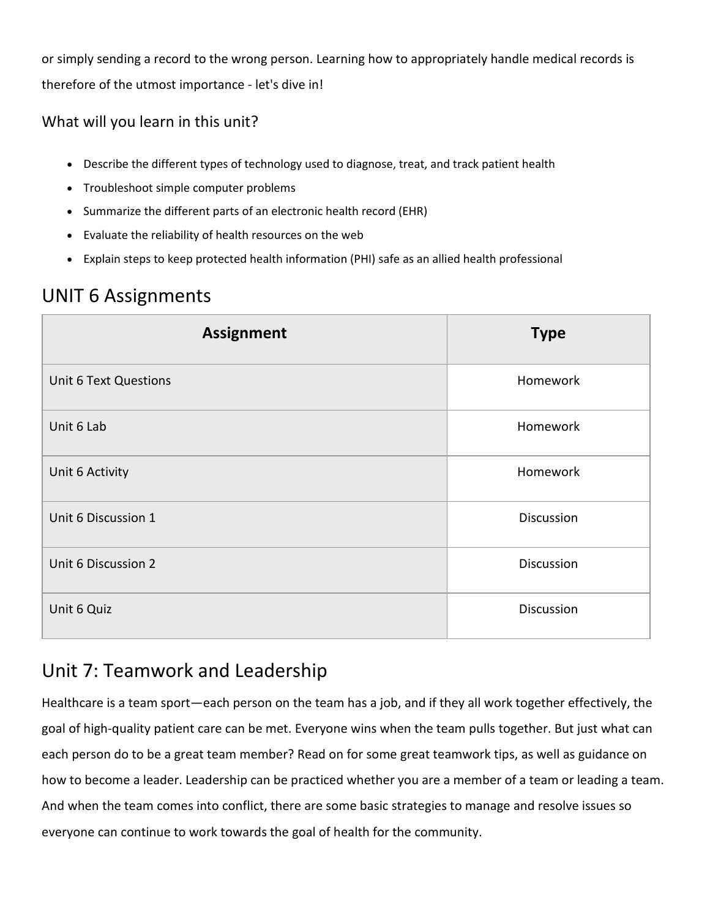or simply sending a record to the wrong person. Learning how to appropriately handle medical records is therefore of the utmost importance - let's dive in!

### What will you learn in this unit?

- Describe the different types of technology used to diagnose, treat, and track patient health
- Troubleshoot simple computer problems
- Summarize the different parts of an electronic health record (EHR)
- Evaluate the reliability of health resources on the web
- Explain steps to keep protected health information (PHI) safe as an allied health professional

## UNIT 6 Assignments

| Assignment | Type |
|---|---|
| Unit 6 Text Questions | Homework |
| Unit 6 Lab | Homework |
| Unit 6 Activity | Homework |
| Unit 6 Discussion 1 | Discussion |
| Unit 6 Discussion 2 | Discussion |
| Unit 6 Quiz | Discussion |

## Unit 7: Teamwork and Leadership

Healthcare is a team sport—each person on the team has a job, and if they all work together effectively, the goal of high-quality patient care can be met. Everyone wins when the team pulls together. But just what can each person do to be a great team member? Read on for some great teamwork tips, as well as guidance on how to become a leader. Leadership can be practiced whether you are a member of a team or leading a team. And when the team comes into conflict, there are some basic strategies to manage and resolve issues so everyone can continue to work towards the goal of health for the community.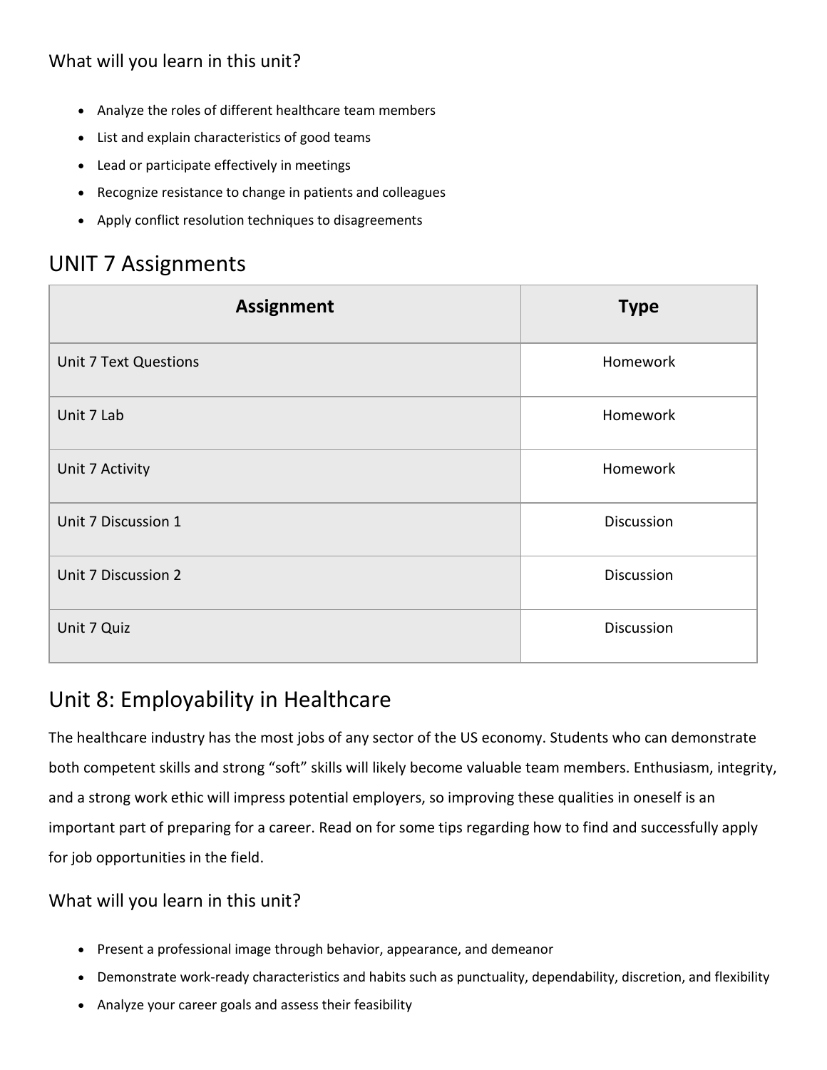### What will you learn in this unit?

- Analyze the roles of different healthcare team members
- List and explain characteristics of good teams
- Lead or participate effectively in meetings
- Recognize resistance to change in patients and colleagues
- Apply conflict resolution techniques to disagreements

## UNIT 7 Assignments

| Assignment | Type |
|---|---|
| Unit 7 Text Questions | Homework |
| Unit 7 Lab | Homework |
| Unit 7 Activity | Homework |
| Unit 7 Discussion 1 | Discussion |
| Unit 7 Discussion 2 | Discussion |
| Unit 7 Quiz | Discussion |

## Unit 8: Employability in Healthcare

The healthcare industry has the most jobs of any sector of the US economy. Students who can demonstrate both competent skills and strong "soft" skills will likely become valuable team members. Enthusiasm, integrity, and a strong work ethic will impress potential employers, so improving these qualities in oneself is an important part of preparing for a career. Read on for some tips regarding how to find and successfully apply for job opportunities in the field.

### What will you learn in this unit?

- Present a professional image through behavior, appearance, and demeanor
- Demonstrate work-ready characteristics and habits such as punctuality, dependability, discretion, and flexibility
- Analyze your career goals and assess their feasibility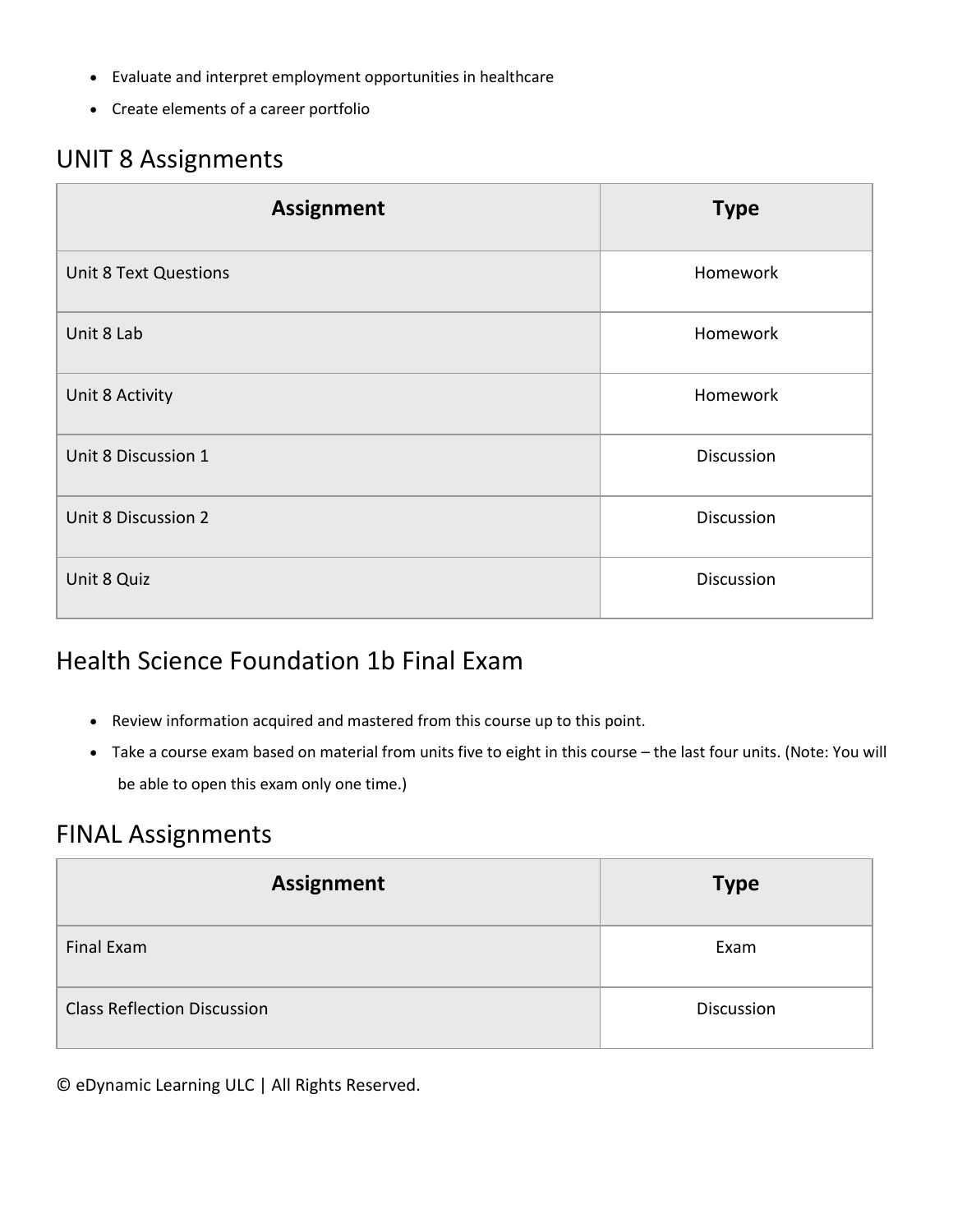- Evaluate and interpret employment opportunities in healthcare
- Create elements of a career portfolio

## UNIT 8 Assignments

| Assignment | Type |
|---|---|
| Unit 8 Text Questions | Homework |
| Unit 8 Lab | Homework |
| Unit 8 Activity | Homework |
| Unit 8 Discussion 1 | Discussion |
| Unit 8 Discussion 2 | Discussion |
| Unit 8 Quiz | Discussion |

## Health Science Foundation 1b Final Exam

- Review information acquired and mastered from this course up to this point.
- Take a course exam based on material from units five to eight in this course – the last four units. (Note: You will be able to open this exam only one time.)

## FINAL Assignments

| Assignment | Type |
|---|---|
| Final Exam | Exam |
| Class Reflection Discussion | Discussion |

© eDynamic Learning ULC | All Rights Reserved.